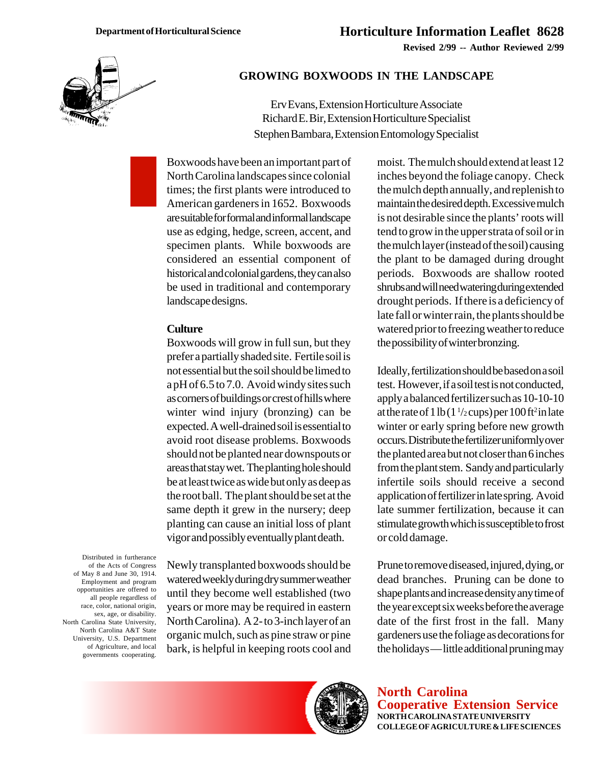Department of Horticultural Science

# Horticulture Information Leaflet 8628

**Revised 2/99 -- Author Reviewed 2/99**

## GROWING BOXWOODS IN THE LANDSCAPE

Erv Evans, Extension Horticulture Associate
Richard E. Bir, Extension Horticulture Specialist
Stephen Bambara, Extension Entomology Specialist

Boxwoods have been an important part of North Carolina landscapes since colonial times; the first plants were introduced to American gardeners in 1652. Boxwoods are suitable for formal and informal landscape use as edging, hedge, screen, accent, and specimen plants. While boxwoods are considered an essential component of historical and colonial gardens, they can also be used in traditional and contemporary landscape designs.

### Culture

Boxwoods will grow in full sun, but they prefer a partially shaded site. Fertile soil is not essential but the soil should be limed to a pH of 6.5 to 7.0. Avoid windy sites such as corners of buildings or crest of hills where winter wind injury (bronzing) can be expected. A well-drained soil is essential to avoid root disease problems. Boxwoods should not be planted near downspouts or areas that stay wet. The planting hole should be at least twice as wide but only as deep as the root ball. The plant should be set at the same depth it grew in the nursery; deep planting can cause an initial loss of plant vigor and possibly eventually plant death.

Newly transplanted boxwoods should be watered weekly during dry summer weather until they become well established (two years or more may be required in eastern North Carolina). A 2- to 3-inch layer of an organic mulch, such as pine straw or pine bark, is helpful in keeping roots cool and moist. The mulch should extend at least 12 inches beyond the foliage canopy. Check the mulch depth annually, and replenish to maintain the desired depth. Excessive mulch is not desirable since the plants' roots will tend to grow in the upper strata of soil or in the mulch layer (instead of the soil) causing the plant to be damaged during drought periods. Boxwoods are shallow rooted shrubs and will need watering during extended drought periods. If there is a deficiency of late fall or winter rain, the plants should be watered prior to freezing weather to reduce the possibility of winter bronzing.

Ideally, fertilization should be based on a soil test. However, if a soil test is not conducted, apply a balanced fertilizer such as 10-10-10 at the rate of 1 lb (1 $^1/_2$ cups) per 100 ft$^2$ in late winter or early spring before new growth occurs. Distribute the fertilizer uniformly over the planted area but not closer than 6 inches from the plant stem. Sandy and particularly infertile soils should receive a second application of fertilizer in late spring. Avoid late summer fertilization, because it can stimulate growth which is susceptible to frost or cold damage.

Prune to remove diseased, injured, dying, or dead branches. Pruning can be done to shape plants and increase density any time of the year except six weeks before the average date of the first frost in the fall. Many gardeners use the foliage as decorations for the holidays—little additional pruning may

Distributed in furtherance of the Acts of Congress of May 8 and June 30, 1914. Employment and program opportunities are offered to all people regardless of race, color, national origin, sex, age, or disability. North Carolina State University, North Carolina A&T State University, U.S. Department of Agriculture, and local governments cooperating.

**North Carolina Cooperative Extension Service**
NORTH CAROLINA STATE UNIVERSITY
COLLEGE OF AGRICULTURE & LIFE SCIENCES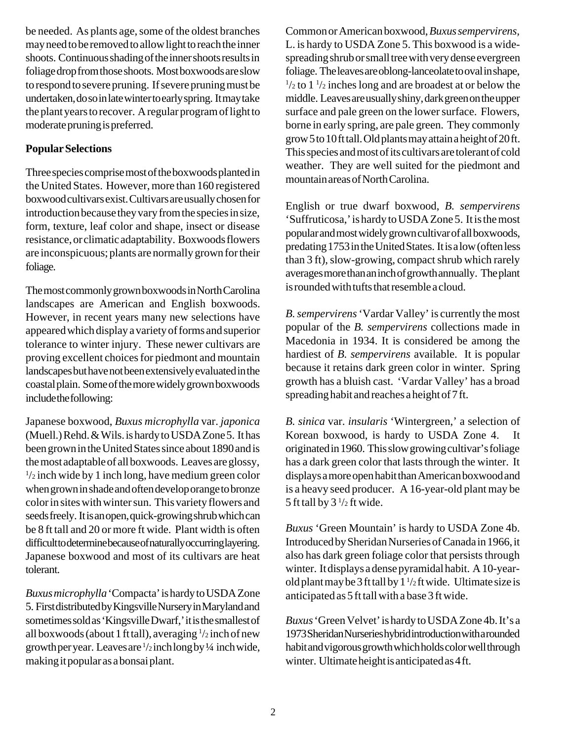be needed. As plants age, some of the oldest branches may need to be removed to allow light to reach the inner shoots. Continuous shading of the inner shoots results in foliage drop from those shoots. Most boxwoods are slow to respond to severe pruning. If severe pruning must be undertaken, do so in late winter to early spring. It may take the plant years to recover. A regular program of light to moderate pruning is preferred.

## Popular Selections

Three species comprise most of the boxwoods planted in the United States. However, more than 160 registered boxwood cultivars exist. Cultivars are usually chosen for introduction because they vary from the species in size, form, texture, leaf color and shape, insect or disease resistance, or climatic adaptability. Boxwoods flowers are inconspicuous; plants are normally grown for their foliage.

The most commonly grown boxwoods in North Carolina landscapes are American and English boxwoods. However, in recent years many new selections have appeared which display a variety of forms and superior tolerance to winter injury. These newer cultivars are proving excellent choices for piedmont and mountain landscapes but have not been extensively evaluated in the coastal plain. Some of the more widely grown boxwoods include the following:

Japanese boxwood, *Buxus microphylla* var. *japonica* (Muell.) Rehd. & Wils. is hardy to USDA Zone 5. It has been grown in the United States since about 1890 and is the most adaptable of all boxwoods. Leaves are glossy, 1/2 inch wide by 1 inch long, have medium green color when grown in shade and often develop orange to bronze color in sites with winter sun. This variety flowers and seeds freely. It is an open, quick-growing shrub which can be 8 ft tall and 20 or more ft wide. Plant width is often difficult to determine because of naturally occurring layering. Japanese boxwood and most of its cultivars are heat tolerant.

*Buxus microphylla* 'Compacta' is hardy to USDA Zone 5. First distributed by Kingsville Nursery in Maryland and sometimes sold as 'Kingsville Dwarf,' it is the smallest of all boxwoods (about 1 ft tall), averaging 1/2 inch of new growth per year. Leaves are 1/2 inch long by ¼ inch wide, making it popular as a bonsai plant.

Common or American boxwood, *Buxus sempervirens*, L. is hardy to USDA Zone 5. This boxwood is a wide-spreading shrub or small tree with very dense evergreen foliage. The leaves are oblong-lanceolate to oval in shape, 1/2 to 1 1/2 inches long and are broadest at or below the middle. Leaves are usually shiny, dark green on the upper surface and pale green on the lower surface. Flowers, borne in early spring, are pale green. They commonly grow 5 to 10 ft tall. Old plants may attain a height of 20 ft. This species and most of its cultivars are tolerant of cold weather. They are well suited for the piedmont and mountain areas of North Carolina.

English or true dwarf boxwood, *B. sempervirens* 'Suffruticosa,' is hardy to USDA Zone 5. It is the most popular and most widely grown cultivar of all boxwoods, predating 1753 in the United States. It is a low (often less than 3 ft), slow-growing, compact shrub which rarely averages more than an inch of growth annually. The plant is rounded with tufts that resemble a cloud.

*B. sempervirens* 'Vardar Valley' is currently the most popular of the *B. sempervirens* collections made in Macedonia in 1934. It is considered be among the hardiest of *B. sempervirens* available. It is popular because it retains dark green color in winter. Spring growth has a bluish cast. 'Vardar Valley' has a broad spreading habit and reaches a height of 7 ft.

*B. sinica* var. *insularis* 'Wintergreen,' a selection of Korean boxwood, is hardy to USDA Zone 4. It originated in 1960. This slow growing cultivar's foliage has a dark green color that lasts through the winter. It displays a more open habit than American boxwood and is a heavy seed producer. A 16-year-old plant may be 5 ft tall by 3 1/2 ft wide.

*Buxus* 'Green Mountain' is hardy to USDA Zone 4b. Introduced by Sheridan Nurseries of Canada in 1966, it also has dark green foliage color that persists through winter. It displays a dense pyramidal habit. A 10-year-old plant may be 3 ft tall by 1 1/2 ft wide. Ultimate size is anticipated as 5 ft tall with a base 3 ft wide.

*Buxus* 'Green Velvet' is hardy to USDA Zone 4b. It's a 1973 Sheridan Nurseries hybrid introduction with a rounded habit and vigorous growth which holds color well through winter. Ultimate height is anticipated as 4 ft.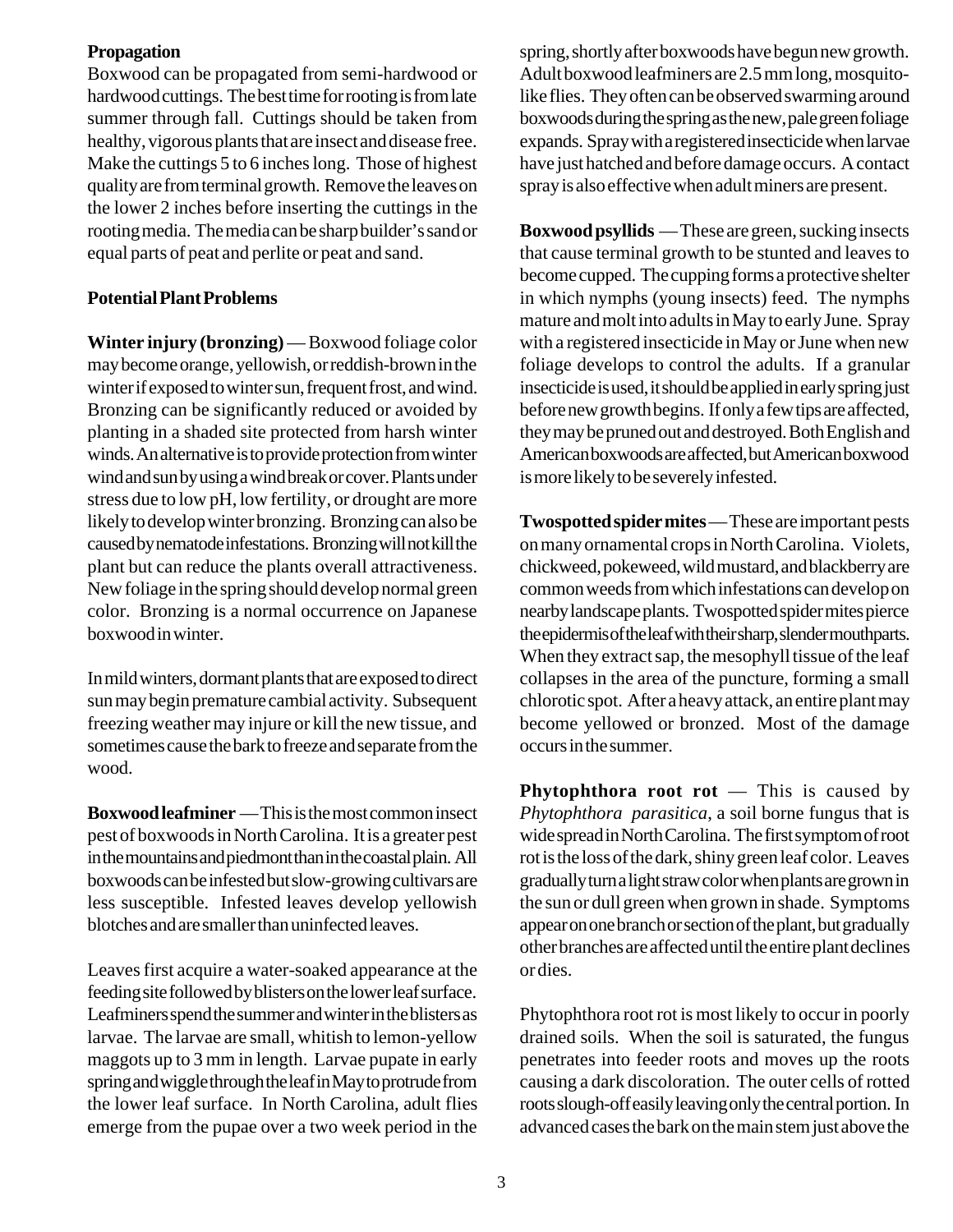**Propagation**

Boxwood can be propagated from semi-hardwood or hardwood cuttings. The best time for rooting is from late summer through fall. Cuttings should be taken from healthy, vigorous plants that are insect and disease free. Make the cuttings 5 to 6 inches long. Those of highest quality are from terminal growth. Remove the leaves on the lower 2 inches before inserting the cuttings in the rooting media. The media can be sharp builder's sand or equal parts of peat and perlite or peat and sand.

**Potential Plant Problems**

**Winter injury (bronzing)** — Boxwood foliage color may become orange, yellowish, or reddish-brown in the winter if exposed to winter sun, frequent frost, and wind. Bronzing can be significantly reduced or avoided by planting in a shaded site protected from harsh winter winds. An alternative is to provide protection from winter wind and sun by using a windbreak or cover. Plants under stress due to low pH, low fertility, or drought are more likely to develop winter bronzing. Bronzing can also be caused by nematode infestations. Bronzing will not kill the plant but can reduce the plants overall attractiveness. New foliage in the spring should develop normal green color. Bronzing is a normal occurrence on Japanese boxwood in winter.

In mild winters, dormant plants that are exposed to direct sun may begin premature cambial activity. Subsequent freezing weather may injure or kill the new tissue, and sometimes cause the bark to freeze and separate from the wood.

**Boxwood leafminer** — This is the most common insect pest of boxwoods in North Carolina. It is a greater pest in the mountains and piedmont than in the coastal plain. All boxwoods can be infested but slow-growing cultivars are less susceptible. Infested leaves develop yellowish blotches and are smaller than uninfected leaves.

Leaves first acquire a water-soaked appearance at the feeding site followed by blisters on the lower leaf surface. Leafminers spend the summer and winter in the blisters as larvae. The larvae are small, whitish to lemon-yellow maggots up to 3 mm in length. Larvae pupate in early spring and wiggle through the leaf in May to protrude from the lower leaf surface. In North Carolina, adult flies emerge from the pupae over a two week period in the spring, shortly after boxwoods have begun new growth. Adult boxwood leafminers are 2.5 mm long, mosquito-like flies. They often can be observed swarming around boxwoods during the spring as the new, pale green foliage expands. Spray with a registered insecticide when larvae have just hatched and before damage occurs. A contact spray is also effective when adult miners are present.

**Boxwood psyllids** — These are green, sucking insects that cause terminal growth to be stunted and leaves to become cupped. The cupping forms a protective shelter in which nymphs (young insects) feed. The nymphs mature and molt into adults in May to early June. Spray with a registered insecticide in May or June when new foliage develops to control the adults. If a granular insecticide is used, it should be applied in early spring just before new growth begins. If only a few tips are affected, they may be pruned out and destroyed. Both English and American boxwoods are affected, but American boxwood is more likely to be severely infested.

**Twospotted spider mites** — These are important pests on many ornamental crops in North Carolina. Violets, chickweed, pokeweed, wild mustard, and blackberry are common weeds from which infestations can develop on nearby landscape plants. Twospotted spider mites pierce the epidermis of the leaf with their sharp, slender mouthparts. When they extract sap, the mesophyll tissue of the leaf collapses in the area of the puncture, forming a small chlorotic spot. After a heavy attack, an entire plant may become yellowed or bronzed. Most of the damage occurs in the summer.

**Phytophthora root rot** — This is caused by *Phytophthora parasitica*, a soil borne fungus that is wide spread in North Carolina. The first symptom of root rot is the loss of the dark, shiny green leaf color. Leaves gradually turn a light straw color when plants are grown in the sun or dull green when grown in shade. Symptoms appear on one branch or section of the plant, but gradually other branches are affected until the entire plant declines or dies.

Phytophthora root rot is most likely to occur in poorly drained soils. When the soil is saturated, the fungus penetrates into feeder roots and moves up the roots causing a dark discoloration. The outer cells of rotted roots slough-off easily leaving only the central portion. In advanced cases the bark on the main stem just above the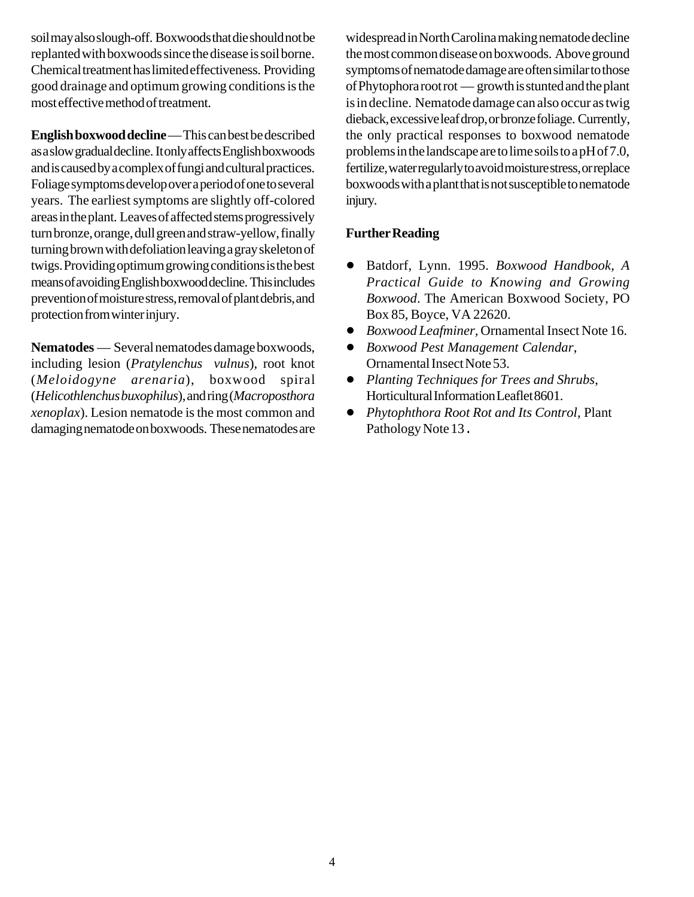soil may also slough-off. Boxwoods that die should not be replanted with boxwoods since the disease is soil borne. Chemical treatment has limited effectiveness. Providing good drainage and optimum growing conditions is the most effective method of treatment.

**English boxwood decline** — This can best be described as a slow gradual decline. It only affects English boxwoods and is caused by a complex of fungi and cultural practices. Foliage symptoms develop over a period of one to several years. The earliest symptoms are slightly off-colored areas in the plant. Leaves of affected stems progressively turn bronze, orange, dull green and straw-yellow, finally turning brown with defoliation leaving a gray skeleton of twigs. Providing optimum growing conditions is the best means of avoiding English boxwood decline. This includes prevention of moisture stress, removal of plant debris, and protection from winter injury.

**Nematodes** — Several nematodes damage boxwoods, including lesion (*Pratylenchus vulnus*), root knot (*Meloidogyne arenaria*), boxwood spiral (*Helicothlenchus buxophilus*), and ring (*Macroposthora xenoplax*). Lesion nematode is the most common and damaging nematode on boxwoods. These nematodes are widespread in North Carolina making nematode decline the most common disease on boxwoods. Above ground symptoms of nematode damage are often similar to those of Phytophora root rot — growth is stunted and the plant is in decline. Nematode damage can also occur as twig dieback, excessive leaf drop, or bronze foliage. Currently, the only practical responses to boxwood nematode problems in the landscape are to lime soils to a pH of 7.0, fertilize, water regularly to avoid moisture stress, or replace boxwoods with a plant that is not susceptible to nematode injury.

**Further Reading**

- Batdorf, Lynn. 1995. *Boxwood Handbook, A Practical Guide to Knowing and Growing Boxwood*. The American Boxwood Society, PO Box 85, Boyce, VA 22620.
- *Boxwood Leafminer*, Ornamental Insect Note 16.
- *Boxwood Pest Management Calendar*, Ornamental Insect Note 53.
- *Planting Techniques for Trees and Shrubs*, Horticultural Information Leaflet 8601.
- *Phytophthora Root Rot and Its Control*, Plant Pathology Note 13.